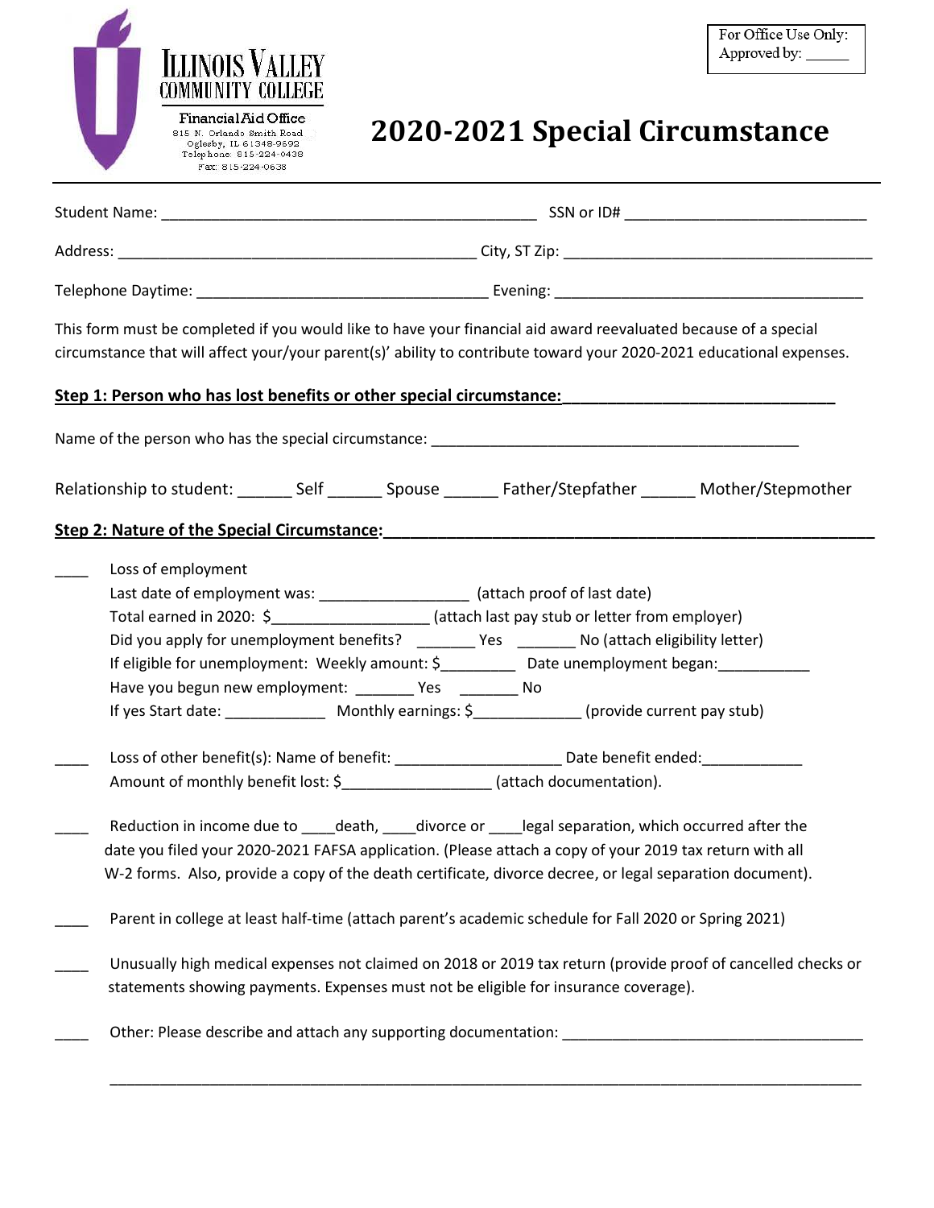Illinois Valley Community College

Financial Aid Office
815 N. Orlando Smith Road
Oglesby, IL 61348-9692
Telephone: 815-224-0438
Fax: 815-224-0638

For Office Use Only:
Approved by: ______

# 2020-2021 Special Circumstance

Student Name: _____________________________________________ SSN or ID# _____________________________

Address: ___________________________________________ City, ST Zip: ____________________________________

Telephone Daytime: ___________________________________ Evening: ____________________________________

This form must be completed if you would like to have your financial aid award reevaluated because of a special circumstance that will affect your/your parent(s)' ability to contribute toward your 2020-2021 educational expenses.

**Step 1: Person who has lost benefits or other special circumstance:**

Name of the person who has the special circumstance: ____________________________________________

Relationship to student: ______ Self ______ Spouse ______ Father/Stepfather ______ Mother/Stepmother

**Step 2: Nature of the Special Circumstance:**

____ Loss of employment
Last date of employment was: _________________ (attach proof of last date)
Total earned in 2020: $__________________ (attach last pay stub or letter from employer)
Did you apply for unemployment benefits? _______ Yes _______ No (attach eligibility letter)
If eligible for unemployment: Weekly amount: $_________ Date unemployment began:___________
Have you begun new employment: _______ Yes _______ No
If yes Start date: ____________ Monthly earnings: $_____________ (provide current pay stub)

____ Loss of other benefit(s): Name of benefit: ___________________ Date benefit ended:____________
Amount of monthly benefit lost: $_________________ (attach documentation).

____ Reduction in income due to ____death, ____divorce or ____legal separation, which occurred after the date you filed your 2020-2021 FAFSA application. (Please attach a copy of your 2019 tax return with all W-2 forms. Also, provide a copy of the death certificate, divorce decree, or legal separation document).

____ Parent in college at least half-time (attach parent's academic schedule for Fall 2020 or Spring 2021)

____ Unusually high medical expenses not claimed on 2018 or 2019 tax return (provide proof of cancelled checks or statements showing payments. Expenses must not be eligible for insurance coverage).

____ Other: Please describe and attach any supporting documentation: ____________________________________

_____________________________________________________________________________________________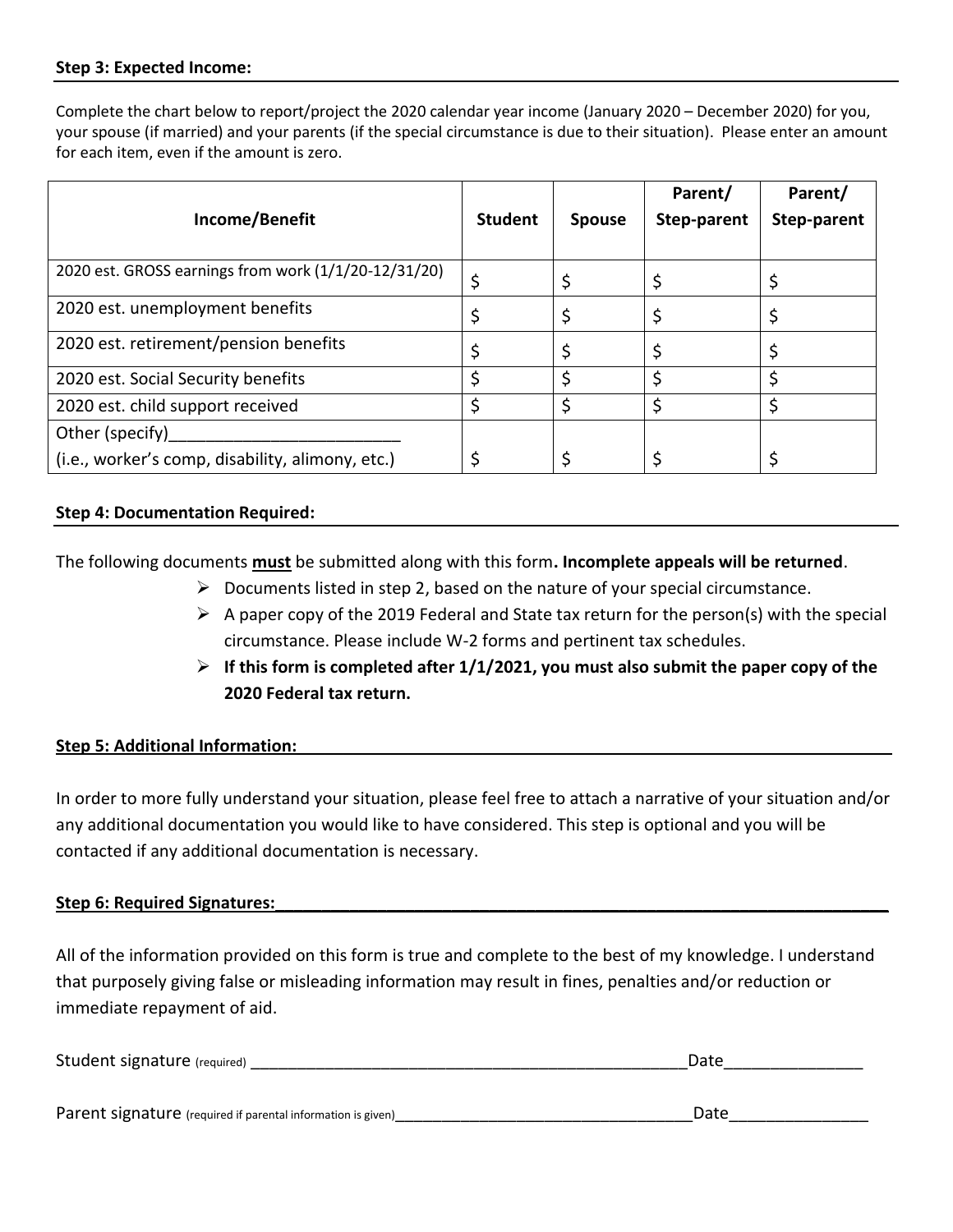**Step 3: Expected Income:**

Complete the chart below to report/project the 2020 calendar year income (January 2020 – December 2020) for you, your spouse (if married) and your parents (if the special circumstance is due to their situation). Please enter an amount for each item, even if the amount is zero.

| Income/Benefit | Student | Spouse | Parent/ Step-parent | Parent/ Step-parent |
|---|---|---|---|---|
| 2020 est. GROSS earnings from work (1/1/20-12/31/20) | $ | $ | $ | $ |
| 2020 est. unemployment benefits | $ | $ | $ | $ |
| 2020 est. retirement/pension benefits | $ | $ | $ | $ |
| 2020 est. Social Security benefits | $ | $ | $ | $ |
| 2020 est. child support received | $ | $ | $ | $ |
| Other (specify)_________________________ (i.e., worker's comp, disability, alimony, etc.) | $ | $ | $ | $ |

**Step 4: Documentation Required:**

The following documents **must** be submitted along with this form**. Incomplete appeals will be returned**.

- Documents listed in step 2, based on the nature of your special circumstance.
- A paper copy of the 2019 Federal and State tax return for the person(s) with the special circumstance. Please include W-2 forms and pertinent tax schedules.
- **If this form is completed after 1/1/2021, you must also submit the paper copy of the 2020 Federal tax return.**

**Step 5: Additional Information:**

In order to more fully understand your situation, please feel free to attach a narrative of your situation and/or any additional documentation you would like to have considered. This step is optional and you will be contacted if any additional documentation is necessary.

**Step 6: Required Signatures:**

All of the information provided on this form is true and complete to the best of my knowledge. I understand that purposely giving false or misleading information may result in fines, penalties and/or reduction or immediate repayment of aid.

Student signature (required) _________________________________________________Date_______________

Parent signature (required if parental information is given)__________________________________Date_______________